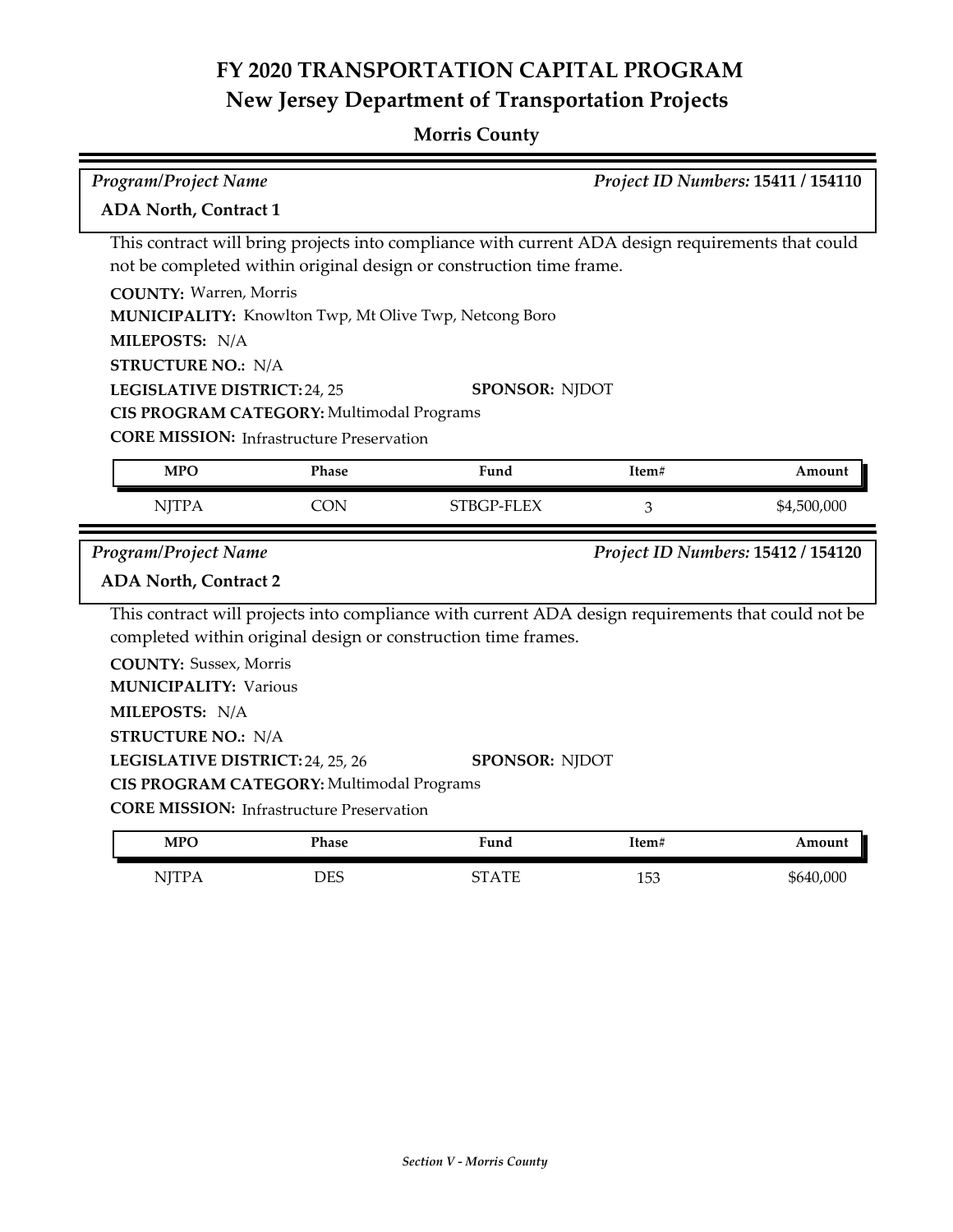# FY 2020 TRANSPORTATION CAPITAL PROGRAM
## New Jersey Department of Transportation Projects

### Morris County

*Program/Project Name* | *Project ID Numbers:* **15411 / 154110**

**ADA North, Contract 1**

This contract will bring projects into compliance with current ADA design requirements that could not be completed within original design or construction time frame.

**COUNTY:** Warren, Morris

**MUNICIPALITY:** Knowlton Twp, Mt Olive Twp, Netcong Boro

**MILEPOSTS:** N/A

**STRUCTURE NO.:** N/A

**LEGISLATIVE DISTRICT:** 24, 25 **SPONSOR:** NJDOT

**CIS PROGRAM CATEGORY:** Multimodal Programs

**CORE MISSION:** Infrastructure Preservation

| MPO | Phase | Fund | Item# | Amount |
|---|---|---|---|---|
| NJTPA | CON | STBGP-FLEX | 3 | $4,500,000 |

*Program/Project Name* | *Project ID Numbers:* **15412 / 154120**

**ADA North, Contract 2**

This contract will projects into compliance with current ADA design requirements that could not be completed within original design or construction time frames.

**COUNTY:** Sussex, Morris

**MUNICIPALITY:** Various

**MILEPOSTS:** N/A

**STRUCTURE NO.:** N/A

**LEGISLATIVE DISTRICT:** 24, 25, 26 **SPONSOR:** NJDOT

**CIS PROGRAM CATEGORY:** Multimodal Programs

**CORE MISSION:** Infrastructure Preservation

| MPO | Phase | Fund | Item# | Amount |
|---|---|---|---|---|
| NJTPA | DES | STATE | 153 | $640,000 |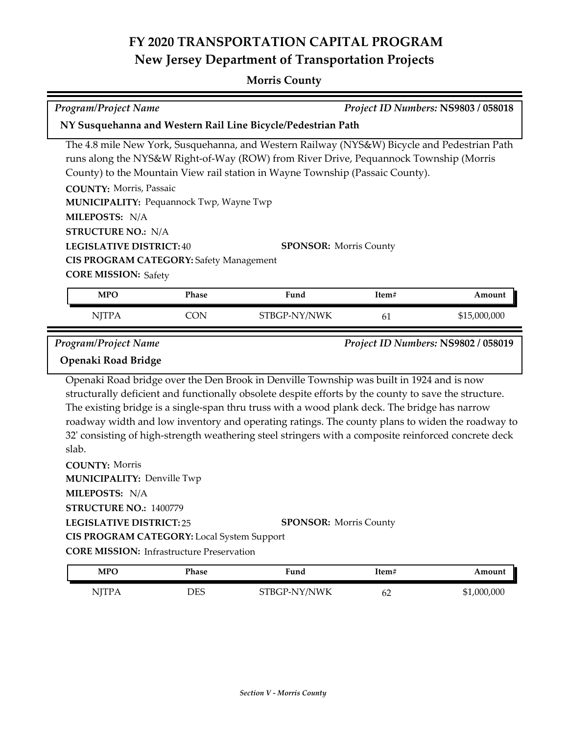# FY 2020 TRANSPORTATION CAPITAL PROGRAM
## New Jersey Department of Transportation Projects

### Morris County

*Program/Project Name* *Project ID Numbers:* **NS9803 / 058018**

**NY Susquehanna and Western Rail Line Bicycle/Pedestrian Path**

The 4.8 mile New York, Susquehanna, and Western Railway (NYS&W) Bicycle and Pedestrian Path runs along the NYS&W Right-of-Way (ROW) from River Drive, Pequannock Township (Morris County) to the Mountain View rail station in Wayne Township (Passaic County).

**COUNTY:** Morris, Passaic
**MUNICIPALITY:** Pequannock Twp, Wayne Twp
**MILEPOSTS:** N/A
**STRUCTURE NO.:** N/A
**LEGISLATIVE DISTRICT:** 40
**SPONSOR:** Morris County
**CIS PROGRAM CATEGORY:** Safety Management
**CORE MISSION:** Safety

| MPO | Phase | Fund | Item# | Amount |
|---|---|---|---|---|
| NJTPA | CON | STBGP-NY/NWK | 61 | $15,000,000 |

*Program/Project Name* *Project ID Numbers:* **NS9802 / 058019**

**Openaki Road Bridge**

Openaki Road bridge over the Den Brook in Denville Township was built in 1924 and is now structurally deficient and functionally obsolete despite efforts by the county to save the structure. The existing bridge is a single-span thru truss with a wood plank deck. The bridge has narrow roadway width and low inventory and operating ratings. The county plans to widen the roadway to 32' consisting of high-strength weathering steel stringers with a composite reinforced concrete deck slab.

**COUNTY:** Morris
**MUNICIPALITY:** Denville Twp
**MILEPOSTS:** N/A
**STRUCTURE NO.:** 1400779
**LEGISLATIVE DISTRICT:** 25
**SPONSOR:** Morris County
**CIS PROGRAM CATEGORY:** Local System Support
**CORE MISSION:** Infrastructure Preservation

| MPO | Phase | Fund | Item# | Amount |
|---|---|---|---|---|
| NJTPA | DES | STBGP-NY/NWK | 62 | $1,000,000 |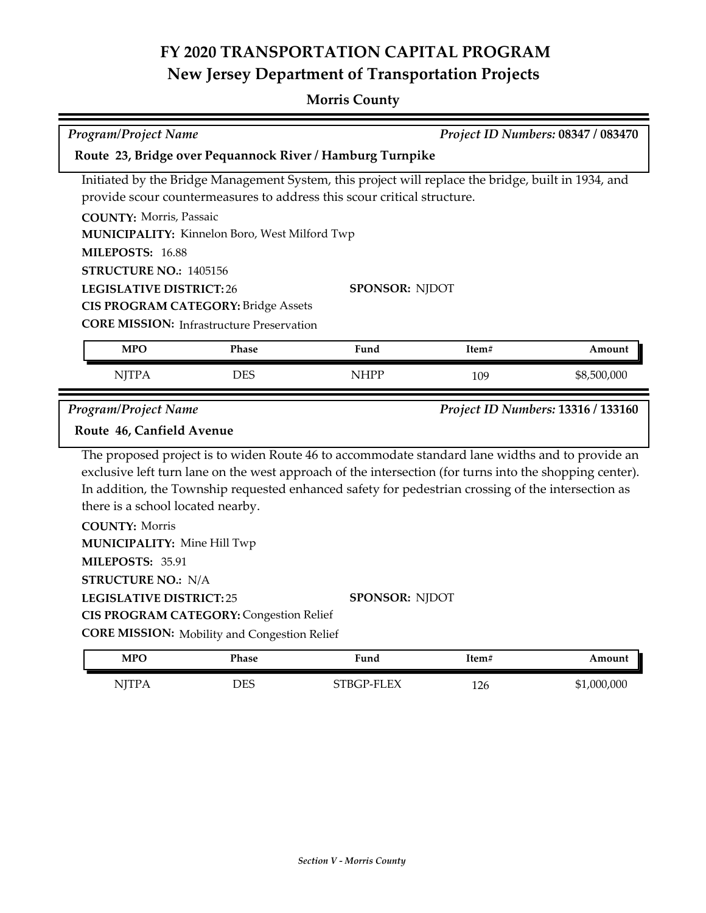# FY 2020 TRANSPORTATION CAPITAL PROGRAM
## New Jersey Department of Transportation Projects

### Morris County

*Program/Project Name* — *Project ID Numbers:* **08347 / 083470**

**Route 23, Bridge over Pequannock River / Hamburg Turnpike**

Initiated by the Bridge Management System, this project will replace the bridge, built in 1934, and provide scour countermeasures to address this scour critical structure.

**COUNTY:** Morris, Passaic
**MUNICIPALITY:** Kinnelon Boro, West Milford Twp
**MILEPOSTS:** 16.88
**STRUCTURE NO.:** 1405156
**LEGISLATIVE DISTRICT:** 26
**SPONSOR:** NJDOT
**CIS PROGRAM CATEGORY:** Bridge Assets
**CORE MISSION:** Infrastructure Preservation

| MPO | Phase | Fund | Item# | Amount |
|---|---|---|---|---|
| NJTPA | DES | NHPP | 109 | $8,500,000 |

*Program/Project Name* — *Project ID Numbers:* **13316 / 133160**

**Route 46, Canfield Avenue**

The proposed project is to widen Route 46 to accommodate standard lane widths and to provide an exclusive left turn lane on the west approach of the intersection (for turns into the shopping center). In addition, the Township requested enhanced safety for pedestrian crossing of the intersection as there is a school located nearby.

**COUNTY:** Morris
**MUNICIPALITY:** Mine Hill Twp
**MILEPOSTS:** 35.91
**STRUCTURE NO.:** N/A
**LEGISLATIVE DISTRICT:** 25
**SPONSOR:** NJDOT
**CIS PROGRAM CATEGORY:** Congestion Relief
**CORE MISSION:** Mobility and Congestion Relief

| MPO | Phase | Fund | Item# | Amount |
|---|---|---|---|---|
| NJTPA | DES | STBGP-FLEX | 126 | $1,000,000 |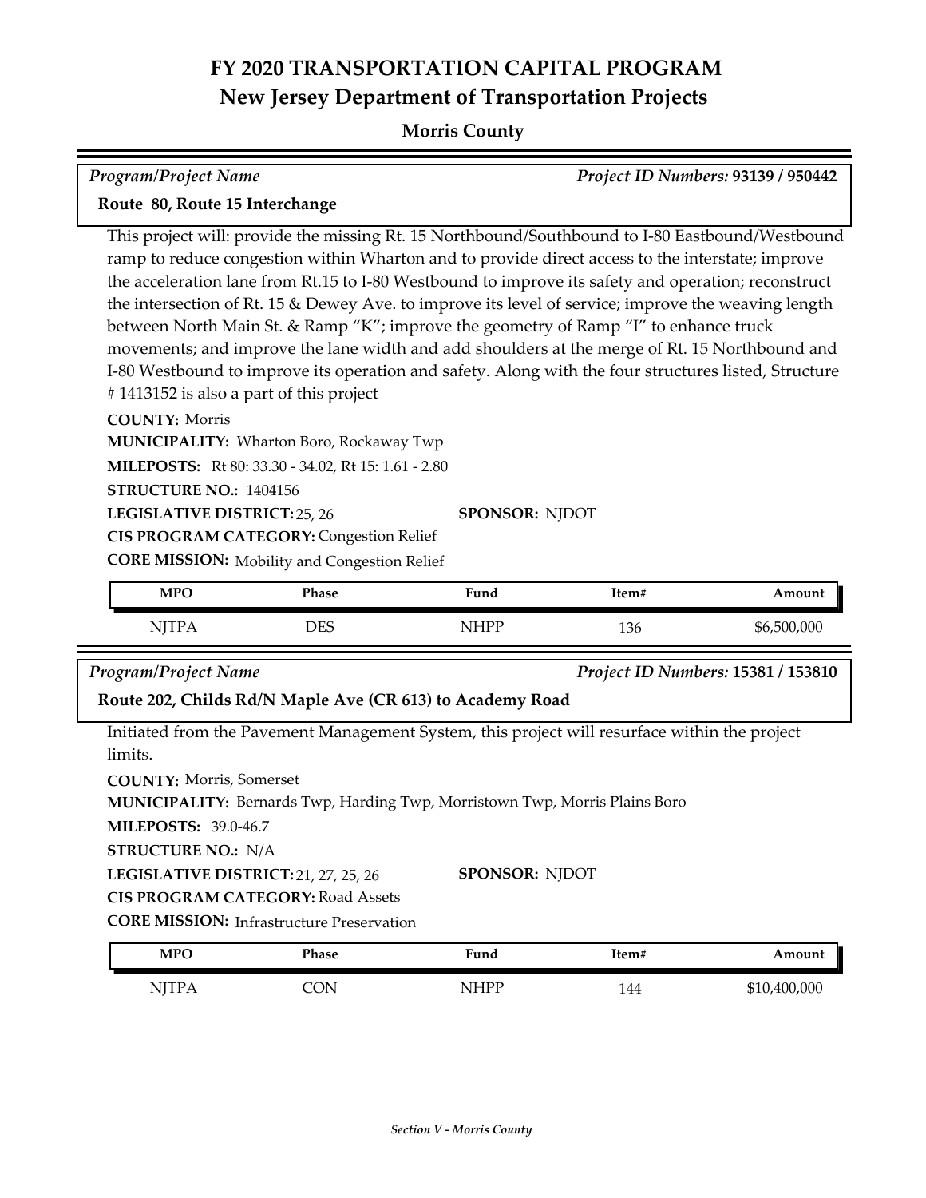# FY 2020 TRANSPORTATION CAPITAL PROGRAM

## New Jersey Department of Transportation Projects

### Morris County

*Program/Project Name* — *Project ID Numbers:* **93139 / 950442**

**Route 80, Route 15 Interchange**

This project will: provide the missing Rt. 15 Northbound/Southbound to I-80 Eastbound/Westbound ramp to reduce congestion within Wharton and to provide direct access to the interstate; improve the acceleration lane from Rt.15 to I-80 Westbound to improve its safety and operation; reconstruct the intersection of Rt. 15 & Dewey Ave. to improve its level of service; improve the weaving length between North Main St. & Ramp "K"; improve the geometry of Ramp "I" to enhance truck movements; and improve the lane width and add shoulders at the merge of Rt. 15 Northbound and I-80 Westbound to improve its operation and safety. Along with the four structures listed, Structure # 1413152 is also a part of this project

**COUNTY:** Morris
**MUNICIPALITY:** Wharton Boro, Rockaway Twp
**MILEPOSTS:** Rt 80: 33.30 - 34.02, Rt 15: 1.61 - 2.80
**STRUCTURE NO.:** 1404156
**LEGISLATIVE DISTRICT:** 25, 26
**SPONSOR:** NJDOT
**CIS PROGRAM CATEGORY:** Congestion Relief
**CORE MISSION:** Mobility and Congestion Relief

| MPO | Phase | Fund | Item# | Amount |
|---|---|---|---|---|
| NJTPA | DES | NHPP | 136 | $6,500,000 |

*Program/Project Name* — *Project ID Numbers:* **15381 / 153810**

**Route 202, Childs Rd/N Maple Ave (CR 613) to Academy Road**

Initiated from the Pavement Management System, this project will resurface within the project limits.

**COUNTY:** Morris, Somerset
**MUNICIPALITY:** Bernards Twp, Harding Twp, Morristown Twp, Morris Plains Boro
**MILEPOSTS:** 39.0-46.7
**STRUCTURE NO.:** N/A
**LEGISLATIVE DISTRICT:** 21, 27, 25, 26
**SPONSOR:** NJDOT
**CIS PROGRAM CATEGORY:** Road Assets
**CORE MISSION:** Infrastructure Preservation

| MPO | Phase | Fund | Item# | Amount |
|---|---|---|---|---|
| NJTPA | CON | NHPP | 144 | $10,400,000 |